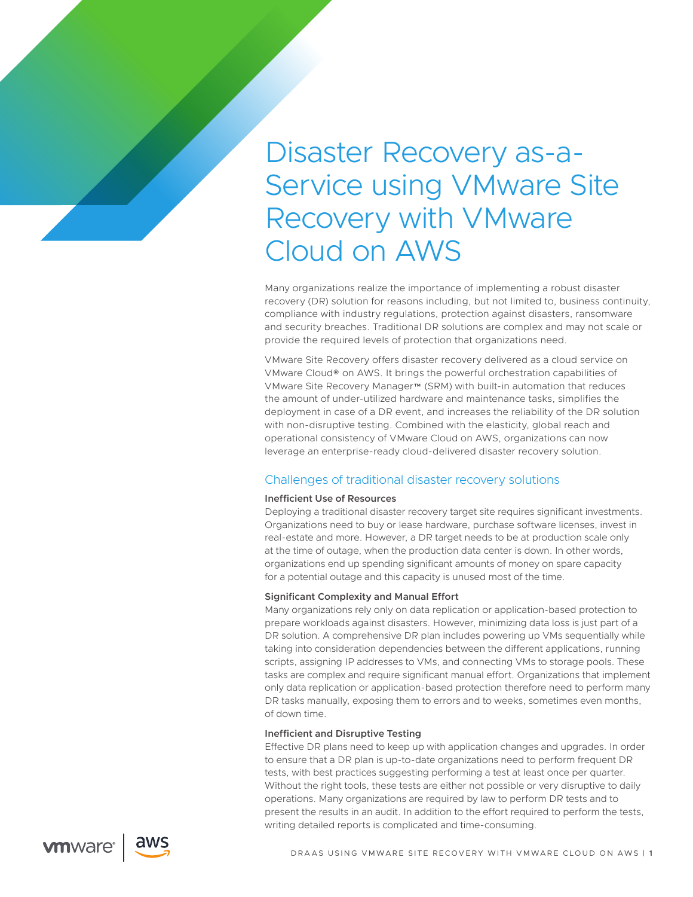# Disaster Recovery as-a-Service using VMware Site Recovery with VMware Cloud on AWS

Many organizations realize the importance of implementing a robust disaster recovery (DR) solution for reasons including, but not limited to, business continuity, compliance with industry regulations, protection against disasters, ransomware and security breaches. Traditional DR solutions are complex and may not scale or provide the required levels of protection that organizations need.

VMware Site Recovery offers disaster recovery delivered as a cloud service on VMware Cloud® on AWS. It brings the powerful orchestration capabilities of VMware Site Recovery Manager™ (SRM) with built-in automation that reduces the amount of under-utilized hardware and maintenance tasks, simplifies the deployment in case of a DR event, and increases the reliability of the DR solution with non-disruptive testing. Combined with the elasticity, global reach and operational consistency of VMware Cloud on AWS, organizations can now leverage an enterprise-ready cloud-delivered disaster recovery solution.

## Challenges of traditional disaster recovery solutions

### Inefficient Use of Resources

Deploying a traditional disaster recovery target site requires significant investments. Organizations need to buy or lease hardware, purchase software licenses, invest in real-estate and more. However, a DR target needs to be at production scale only at the time of outage, when the production data center is down. In other words, organizations end up spending significant amounts of money on spare capacity for a potential outage and this capacity is unused most of the time.

### Significant Complexity and Manual Effort

Many organizations rely only on data replication or application-based protection to prepare workloads against disasters. However, minimizing data loss is just part of a DR solution. A comprehensive DR plan includes powering up VMs sequentially while taking into consideration dependencies between the different applications, running scripts, assigning IP addresses to VMs, and connecting VMs to storage pools. These tasks are complex and require significant manual effort. Organizations that implement only data replication or application-based protection therefore need to perform many DR tasks manually, exposing them to errors and to weeks, sometimes even months, of down time.

### Inefficient and Disruptive Testing

Effective DR plans need to keep up with application changes and upgrades. In order to ensure that a DR plan is up-to-date organizations need to perform frequent DR tests, with best practices suggesting performing a test at least once per quarter. Without the right tools, these tests are either not possible or very disruptive to daily operations. Many organizations are required by law to perform DR tests and to present the results in an audit. In addition to the effort required to perform the tests, writing detailed reports is complicated and time-consuming.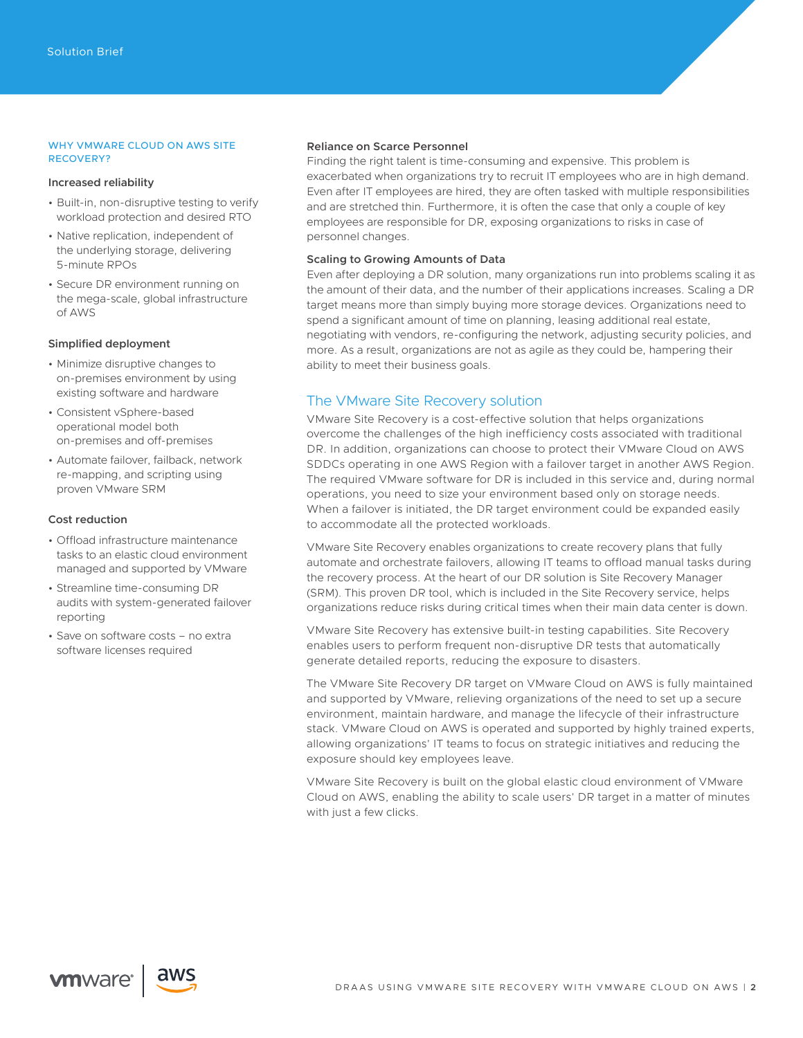## WHY VMWARE CLOUD ON AWS SITE RECOVERY?

### Increased reliability

- Built-in, non-disruptive testing to verify workload protection and desired RTO
- Native replication, independent of the underlying storage, delivering 5-minute RPOs
- Secure DR environment running on the mega-scale, global infrastructure of AWS

### Simplified deployment

- Minimize disruptive changes to on-premises environment by using existing software and hardware
- Consistent vSphere-based operational model both on-premises and off-premises
- Automate failover, failback, network re-mapping, and scripting using proven VMware SRM

### Cost reduction

- Offload infrastructure maintenance tasks to an elastic cloud environment managed and supported by VMware
- Streamline time-consuming DR audits with system-generated failover reporting
- Save on software costs – no extra software licenses required

### Reliance on Scarce Personnel

Finding the right talent is time-consuming and expensive. This problem is exacerbated when organizations try to recruit IT employees who are in high demand. Even after IT employees are hired, they are often tasked with multiple responsibilities and are stretched thin. Furthermore, it is often the case that only a couple of key employees are responsible for DR, exposing organizations to risks in case of personnel changes.

### Scaling to Growing Amounts of Data

Even after deploying a DR solution, many organizations run into problems scaling it as the amount of their data, and the number of their applications increases. Scaling a DR target means more than simply buying more storage devices. Organizations need to spend a significant amount of time on planning, leasing additional real estate, negotiating with vendors, re-configuring the network, adjusting security policies, and more. As a result, organizations are not as agile as they could be, hampering their ability to meet their business goals.

## The VMware Site Recovery solution

VMware Site Recovery is a cost-effective solution that helps organizations overcome the challenges of the high inefficiency costs associated with traditional DR. In addition, organizations can choose to protect their VMware Cloud on AWS SDDCs operating in one AWS Region with a failover target in another AWS Region. The required VMware software for DR is included in this service and, during normal operations, you need to size your environment based only on storage needs. When a failover is initiated, the DR target environment could be expanded easily to accommodate all the protected workloads.

VMware Site Recovery enables organizations to create recovery plans that fully automate and orchestrate failovers, allowing IT teams to offload manual tasks during the recovery process. At the heart of our DR solution is Site Recovery Manager (SRM). This proven DR tool, which is included in the Site Recovery service, helps organizations reduce risks during critical times when their main data center is down.

VMware Site Recovery has extensive built-in testing capabilities. Site Recovery enables users to perform frequent non-disruptive DR tests that automatically generate detailed reports, reducing the exposure to disasters.

The VMware Site Recovery DR target on VMware Cloud on AWS is fully maintained and supported by VMware, relieving organizations of the need to set up a secure environment, maintain hardware, and manage the lifecycle of their infrastructure stack. VMware Cloud on AWS is operated and supported by highly trained experts, allowing organizations' IT teams to focus on strategic initiatives and reducing the exposure should key employees leave.

VMware Site Recovery is built on the global elastic cloud environment of VMware Cloud on AWS, enabling the ability to scale users' DR target in a matter of minutes with just a few clicks.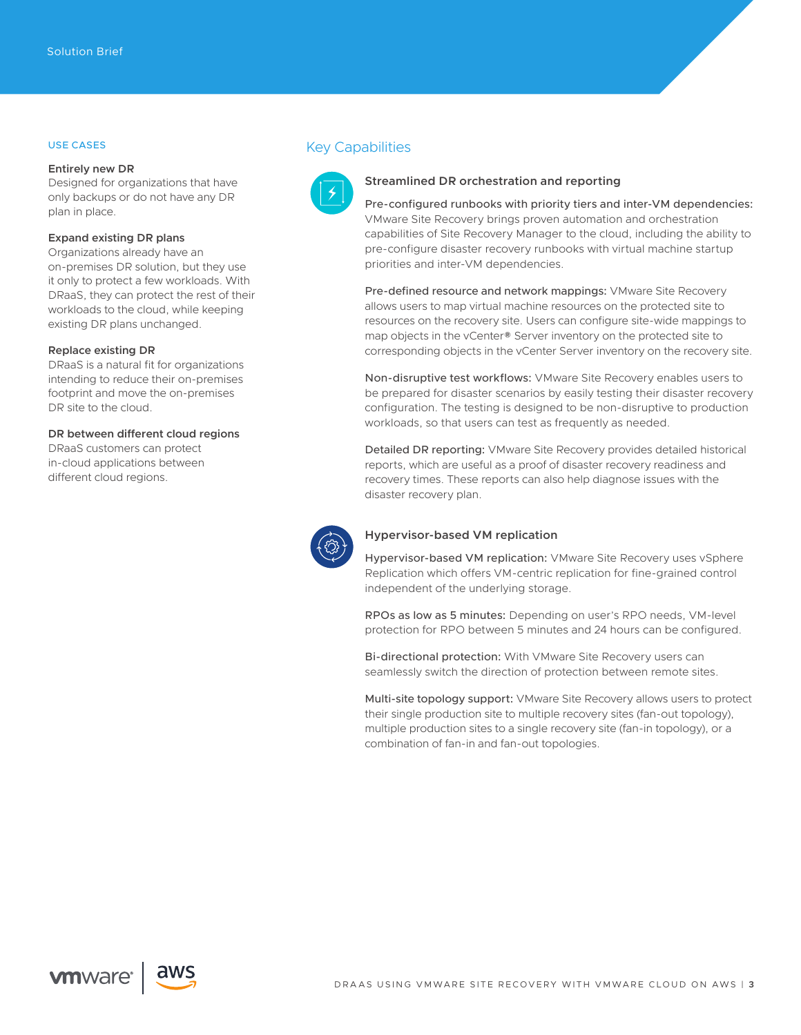## USE CASES

**Entirely new DR**
Designed for organizations that have only backups or do not have any DR plan in place.

**Expand existing DR plans**
Organizations already have an on-premises DR solution, but they use it only to protect a few workloads. With DRaaS, they can protect the rest of their workloads to the cloud, while keeping existing DR plans unchanged.

**Replace existing DR**
DRaaS is a natural fit for organizations intending to reduce their on-premises footprint and move the on-premises DR site to the cloud.

**DR between different cloud regions**
DRaaS customers can protect in-cloud applications between different cloud regions.

## Key Capabilities

### Streamlined DR orchestration and reporting

**Pre-configured runbooks with priority tiers and inter-VM dependencies:** VMware Site Recovery brings proven automation and orchestration capabilities of Site Recovery Manager to the cloud, including the ability to pre-configure disaster recovery runbooks with virtual machine startup priorities and inter-VM dependencies.

**Pre-defined resource and network mappings:** VMware Site Recovery allows users to map virtual machine resources on the protected site to resources on the recovery site. Users can configure site-wide mappings to map objects in the vCenter® Server inventory on the protected site to corresponding objects in the vCenter Server inventory on the recovery site.

**Non-disruptive test workflows:** VMware Site Recovery enables users to be prepared for disaster scenarios by easily testing their disaster recovery configuration. The testing is designed to be non-disruptive to production workloads, so that users can test as frequently as needed.

**Detailed DR reporting:** VMware Site Recovery provides detailed historical reports, which are useful as a proof of disaster recovery readiness and recovery times. These reports can also help diagnose issues with the disaster recovery plan.

### Hypervisor-based VM replication

**Hypervisor-based VM replication:** VMware Site Recovery uses vSphere Replication which offers VM-centric replication for fine-grained control independent of the underlying storage.

**RPOs as low as 5 minutes:** Depending on user's RPO needs, VM-level protection for RPO between 5 minutes and 24 hours can be configured.

**Bi-directional protection:** With VMware Site Recovery users can seamlessly switch the direction of protection between remote sites.

**Multi-site topology support:** VMware Site Recovery allows users to protect their single production site to multiple recovery sites (fan-out topology), multiple production sites to a single recovery site (fan-in topology), or a combination of fan-in and fan-out topologies.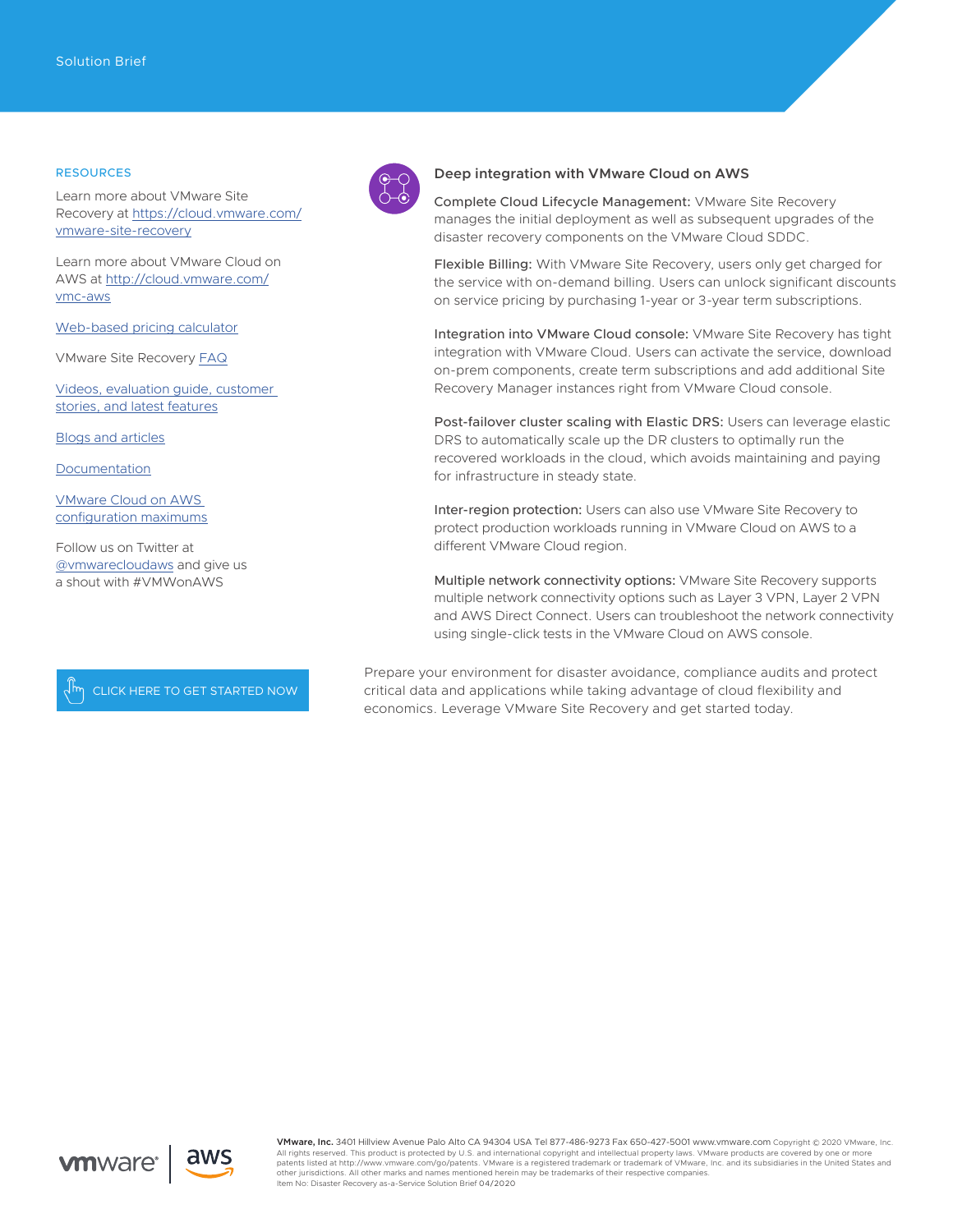Solution Brief

## RESOURCES

Learn more about VMware Site Recovery at https://cloud.vmware.com/vmware-site-recovery

Learn more about VMware Cloud on AWS at http://cloud.vmware.com/vmc-aws

Web-based pricing calculator

VMware Site Recovery FAQ

Videos, evaluation guide, customer stories, and latest features

Blogs and articles

Documentation

VMware Cloud on AWS configuration maximums

Follow us on Twitter at @vmwarecloudaws and give us a shout with #VMWonAWS

CLICK HERE TO GET STARTED NOW

### Deep integration with VMware Cloud on AWS

**Complete Cloud Lifecycle Management:** VMware Site Recovery manages the initial deployment as well as subsequent upgrades of the disaster recovery components on the VMware Cloud SDDC.

**Flexible Billing:** With VMware Site Recovery, users only get charged for the service with on-demand billing. Users can unlock significant discounts on service pricing by purchasing 1-year or 3-year term subscriptions.

**Integration into VMware Cloud console:** VMware Site Recovery has tight integration with VMware Cloud. Users can activate the service, download on-prem components, create term subscriptions and add additional Site Recovery Manager instances right from VMware Cloud console.

**Post-failover cluster scaling with Elastic DRS:** Users can leverage elastic DRS to automatically scale up the DR clusters to optimally run the recovered workloads in the cloud, which avoids maintaining and paying for infrastructure in steady state.

**Inter-region protection:** Users can also use VMware Site Recovery to protect production workloads running in VMware Cloud on AWS to a different VMware Cloud region.

**Multiple network connectivity options:** VMware Site Recovery supports multiple network connectivity options such as Layer 3 VPN, Layer 2 VPN and AWS Direct Connect. Users can troubleshoot the network connectivity using single-click tests in the VMware Cloud on AWS console.

Prepare your environment for disaster avoidance, compliance audits and protect critical data and applications while taking advantage of cloud flexibility and economics. Leverage VMware Site Recovery and get started today.

**VMware, Inc.** 3401 Hillview Avenue Palo Alto CA 94304 USA Tel 877-486-9273 Fax 650-427-5001 www.vmware.com Copyright © 2020 VMware, Inc. All rights reserved. This product is protected by U.S. and international copyright and intellectual property laws. VMware products are covered by one or more patents listed at http://www.vmware.com/go/patents. VMware is a registered trademark or trademark of VMware, Inc. and its subsidiaries in the United States and other jurisdictions. All other marks and names mentioned herein may be trademarks of their respective companies.
Item No: Disaster Recovery as-a-Service Solution Brief 04/2020